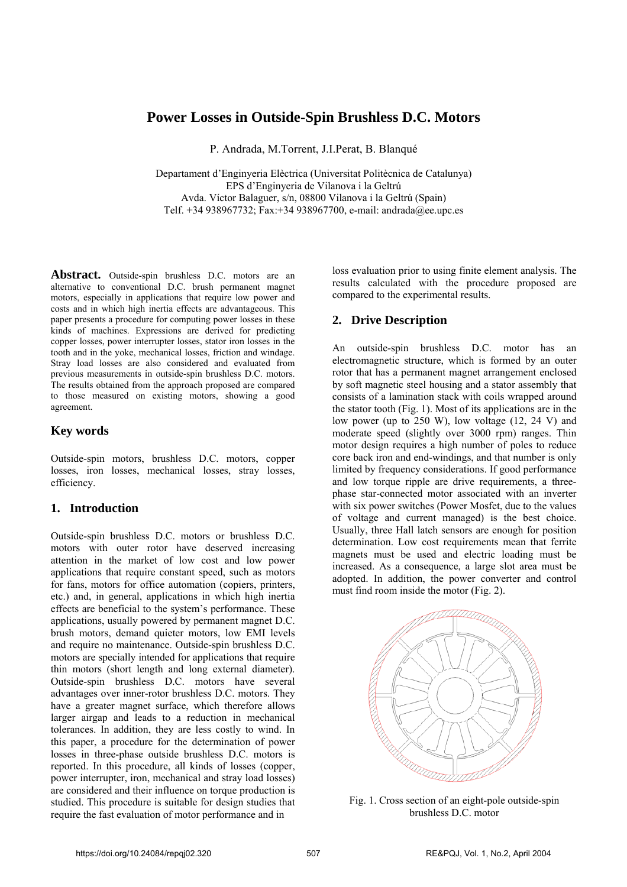# Power Losses in Outside-Spin Brushless D.C. Motors

P. Andrada, M.Torrent, J.I.Perat, B. Blanqué

Departament d'Enginyeria Elèctrica (Universitat Politècnica de Catalunya)
EPS d'Enginyeria de Vilanova i la Geltrú
Avda. Víctor Balaguer, s/n, 08800 Vilanova i la Geltrú (Spain)
Telf. +34 938967732; Fax:+34 938967700, e-mail: andrada@ee.upc.es

**Abstract.** Outside-spin brushless D.C. motors are an alternative to conventional D.C. brush permanent magnet motors, especially in applications that require low power and costs and in which high inertia effects are advantageous. This paper presents a procedure for computing power losses in these kinds of machines. Expressions are derived for predicting copper losses, power interrupter losses, stator iron losses in the tooth and in the yoke, mechanical losses, friction and windage. Stray load losses are also considered and evaluated from previous measurements in outside-spin brushless D.C. motors. The results obtained from the approach proposed are compared to those measured on existing motors, showing a good agreement.

## Key words

Outside-spin motors, brushless D.C. motors, copper losses, iron losses, mechanical losses, stray losses, efficiency.

## 1. Introduction

Outside-spin brushless D.C. motors or brushless D.C. motors with outer rotor have deserved increasing attention in the market of low cost and low power applications that require constant speed, such as motors for fans, motors for office automation (copiers, printers, etc.) and, in general, applications in which high inertia effects are beneficial to the system's performance. These applications, usually powered by permanent magnet D.C. brush motors, demand quieter motors, low EMI levels and require no maintenance. Outside-spin brushless D.C. motors are specially intended for applications that require thin motors (short length and long external diameter). Outside-spin brushless D.C. motors have several advantages over inner-rotor brushless D.C. motors. They have a greater magnet surface, which therefore allows larger airgap and leads to a reduction in mechanical tolerances. In addition, they are less costly to wind. In this paper, a procedure for the determination of power losses in three-phase outside brushless D.C. motors is reported. In this procedure, all kinds of losses (copper, power interrupter, iron, mechanical and stray load losses) are considered and their influence on torque production is studied. This procedure is suitable for design studies that require the fast evaluation of motor performance and in loss evaluation prior to using finite element analysis. The results calculated with the procedure proposed are compared to the experimental results.

## 2. Drive Description

An outside-spin brushless D.C. motor has an electromagnetic structure, which is formed by an outer rotor that has a permanent magnet arrangement enclosed by soft magnetic steel housing and a stator assembly that consists of a lamination stack with coils wrapped around the stator tooth (Fig. 1). Most of its applications are in the low power (up to 250 W), low voltage (12, 24 V) and moderate speed (slightly over 3000 rpm) ranges. Thin motor design requires a high number of poles to reduce core back iron and end-windings, and that number is only limited by frequency considerations. If good performance and low torque ripple are drive requirements, a three-phase star-connected motor associated with an inverter with six power switches (Power Mosfet, due to the values of voltage and current managed) is the best choice. Usually, three Hall latch sensors are enough for position determination. Low cost requirements mean that ferrite magnets must be used and electric loading must be increased. As a consequence, a large slot area must be adopted. In addition, the power converter and control must find room inside the motor (Fig. 2).

Fig. 1. Cross section of an eight-pole outside-spin brushless D.C. motor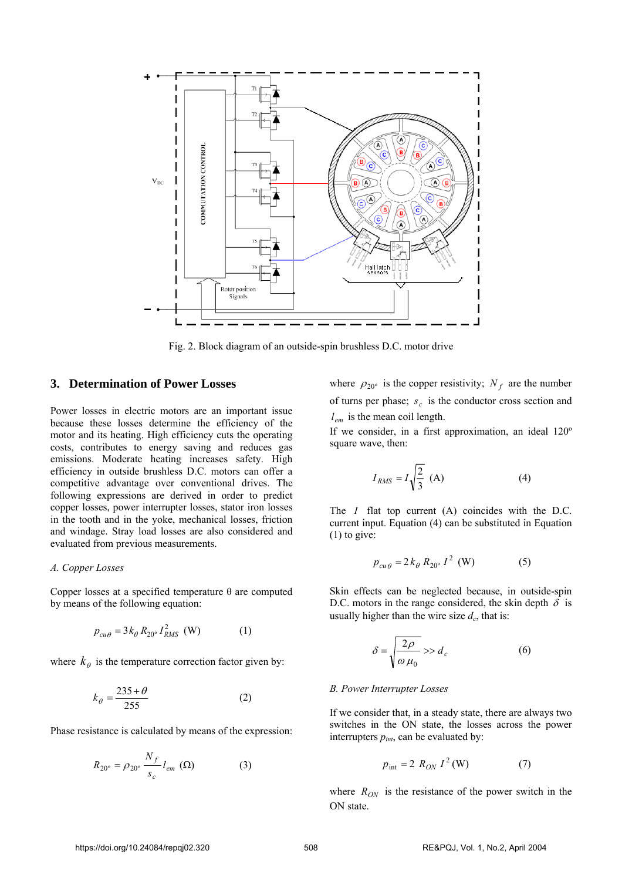Fig. 2. Block diagram of an outside-spin brushless D.C. motor drive

## 3. Determination of Power Losses

Power losses in electric motors are an important issue because these losses determine the efficiency of the motor and its heating. High efficiency cuts the operating costs, contributes to energy saving and reduces gas emissions. Moderate heating increases safety. High efficiency in outside brushless D.C. motors can offer a competitive advantage over conventional drives. The following expressions are derived in order to predict copper losses, power interrupter losses, stator iron losses in the tooth and in the yoke, mechanical losses, friction and windage. Stray load losses are also considered and evaluated from previous measurements.

### *A. Copper Losses*

Copper losses at a specified temperature θ are computed by means of the following equation:

$$p_{cu\theta} = 3 k_\theta \, R_{20^\circ} \, I_{RMS}^2 \ \text{(W)} \tag{1}$$

where $k_\theta$ is the temperature correction factor given by:

$$k_\theta = \frac{235 + \theta}{255} \tag{2}$$

Phase resistance is calculated by means of the expression:

$$R_{20^\circ} = \rho_{20^\circ} \frac{N_f}{s_c} l_{em} \ (\Omega) \tag{3}$$

where $\rho_{20^\circ}$ is the copper resistivity; $N_f$ are the number of turns per phase; $s_c$ is the conductor cross section and $l_{em}$ is the mean coil length.

If we consider, in a first approximation, an ideal 120º square wave, then:

$$I_{RMS} = I\sqrt{\frac{2}{3}} \ \text{(A)} \tag{4}$$

The $I$ flat top current (A) coincides with the D.C. current input. Equation (4) can be substituted in Equation (1) to give:

$$p_{cu\theta} = 2 k_\theta \, R_{20^\circ} \, I^2 \ \text{(W)} \tag{5}$$

Skin effects can be neglected because, in outside-spin D.C. motors in the range considered, the skin depth $\delta$ is usually higher than the wire size $d_c$, that is:

$$\delta = \sqrt{\frac{2\rho}{\omega \mu_0}} >> d_c \tag{6}$$

### *B. Power Interrupter Losses*

If we consider that, in a steady state, there are always two switches in the ON state, the losses across the power interrupters $p_{int}$, can be evaluated by:

$$p_{\text{int}} = 2 \ R_{ON} \ I^2 \text{(W)} \tag{7}$$

where $R_{ON}$ is the resistance of the power switch in the ON state.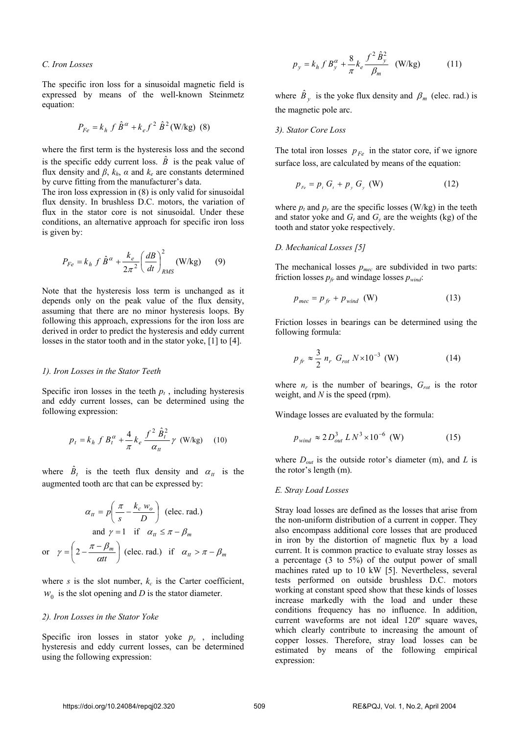### C. Iron Losses

The specific iron loss for a sinusoidal magnetic field is expressed by means of the well-known Steinmetz equation:

$$P_{Fe} = k_h \, f \, \hat{B}^{\alpha} + k_e f^2 \, \hat{B}^2 \, \text{(W/kg)} \quad (8)$$

where the first term is the hysteresis loss and the second is the specific eddy current loss. $\hat{B}$ is the peak value of flux density and $\beta$, $k_h$, $\alpha$ and $k_e$ are constants determined by curve fitting from the manufacturer's data.

The iron loss expression in (8) is only valid for sinusoidal flux density. In brushless D.C. motors, the variation of flux in the stator core is not sinusoidal. Under these conditions, an alternative approach for specific iron loss is given by:

$$P_{Fe} = k_h \, f \, \hat{B}^{\alpha} + \frac{k_e}{2\pi^2} \left( \frac{dB}{dt} \right)^2_{RMS} \quad \text{(W/kg)} \quad (9)$$

Note that the hysteresis loss term is unchanged as it depends only on the peak value of the flux density, assuming that there are no minor hysteresis loops. By following this approach, expressions for the iron loss are derived in order to predict the hysteresis and eddy current losses in the stator tooth and in the stator yoke, [1] to [4].

#### 1). Iron Losses in the Stator Teeth

Specific iron losses in the teeth $p_t$, including hysteresis and eddy current losses, can be determined using the following expression:

$$p_t = k_h \, f \, B_t^{\alpha} + \frac{4}{\pi} k_e \frac{f^2 \, \hat{B}_t^2}{\alpha_{tt}} \gamma \quad \text{(W/kg)} \quad (10)$$

where $\hat{B}_t$ is the teeth flux density and $\alpha_{tt}$ is the augmented tooth arc that can be expressed by:

$$\alpha_{tt} = p \left( \frac{\pi}{s} - \frac{k_c \, w_o}{D} \right) \quad \text{(elec. rad.)}$$

$$\text{and } \gamma = 1 \quad \text{if} \quad \alpha_{tt} \leq \pi - \beta_m$$

$$\text{or} \quad \gamma = \left( 2 - \frac{\pi - \beta_m}{\alpha tt} \right) \quad \text{(elec. rad.)} \quad \text{if} \quad \alpha_{tt} > \pi - \beta_m$$

where $s$ is the slot number, $k_c$ is the Carter coefficient, $w_0$ is the slot opening and $D$ is the stator diameter.

#### 2). Iron Losses in the Stator Yoke

Specific iron losses in stator yoke $p_y$, including hysteresis and eddy current losses, can be determined using the following expression:

$$p_y = k_h \, f \, B_y^{\alpha} + \frac{8}{\pi} k_e \frac{f^2 \, \hat{B}_y^2}{\beta_m} \quad \text{(W/kg)} \quad (11)$$

where $\hat{B}_y$ is the yoke flux density and $\beta_m$ (elec. rad.) is the magnetic pole arc.

#### 3). Stator Core Loss

The total iron losses $p_{Fe}$ in the stator core, if we ignore surface loss, are calculated by means of the equation:

$$p_{Fe} = p_t \, G_t + p_y \, G_y \quad \text{(W)} \quad (12)$$

where $p_t$ and $p_y$ are the specific losses (W/kg) in the teeth and stator yoke and $G_t$ and $G_y$ are the weights (kg) of the tooth and stator yoke respectively.

### D. Mechanical Losses [5]

The mechanical losses $p_{mec}$ are subdivided in two parts: friction losses $p_{fr}$ and windage losses $p_{wind}$:

$$p_{mec} = p_{fr} + p_{wind} \quad \text{(W)} \quad (13)$$

Friction losses in bearings can be determined using the following formula:

$$p_{fr} \approx \frac{3}{2} \, n_r \, G_{rot} \, N \times 10^{-3} \quad \text{(W)} \quad (14)$$

where $n_r$ is the number of bearings, $G_{rot}$ is the rotor weight, and $N$ is the speed (rpm).

Windage losses are evaluated by the formula:

$$p_{wind} \approx 2 \, D_{out}^3 \, L \, N^3 \times 10^{-6} \quad \text{(W)} \quad (15)$$

where $D_{out}$ is the outside rotor's diameter (m), and $L$ is the rotor's length (m).

### E. Stray Load Losses

Stray load losses are defined as the losses that arise from the non-uniform distribution of a current in copper. They also encompass additional core losses that are produced in iron by the distortion of magnetic flux by a load current. It is common practice to evaluate stray losses as a percentage (3 to 5%) of the output power of small machines rated up to 10 kW [5]. Nevertheless, several tests performed on outside brushless D.C. motors working at constant speed show that these kinds of losses increase markedly with the load and under these conditions frequency has no influence. In addition, current waveforms are not ideal 120º square waves, which clearly contribute to increasing the amount of copper losses. Therefore, stray load losses can be estimated by means of the following empirical expression: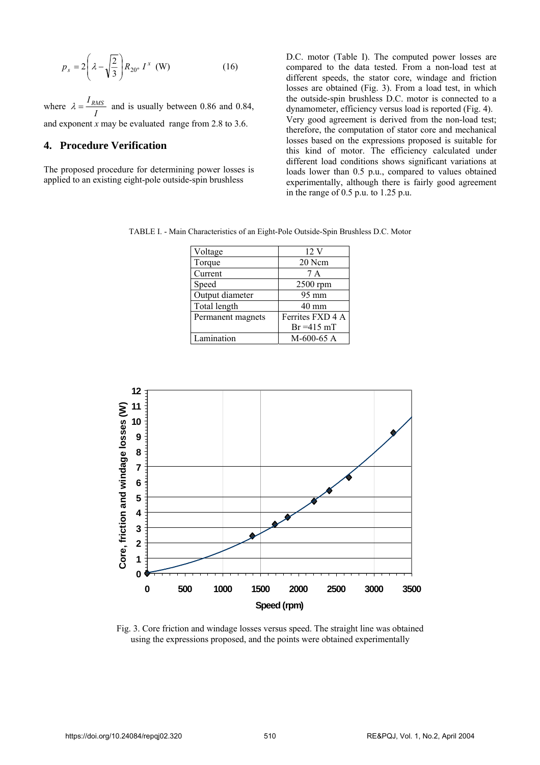$$p_s = 2\left(\lambda - \sqrt{\frac{2}{3}}\right) R_{20^\circ} \, I^x \text{ (W)} \tag{16}$$

where $\lambda = \frac{I_{RMS}}{I}$ and is usually between 0.86 and 0.84, and exponent $x$ may be evaluated range from 2.8 to 3.6.

## 4. Procedure Verification

The proposed procedure for determining power losses is applied to an existing eight-pole outside-spin brushless D.C. motor (Table I). The computed power losses are compared to the data tested. From a non-load test at different speeds, the stator core, windage and friction losses are obtained (Fig. 3). From a load test, in which the outside-spin brushless D.C. motor is connected to a dynamometer, efficiency versus load is reported (Fig. 4). Very good agreement is derived from the non-load test; therefore, the computation of stator core and mechanical losses based on the expressions proposed is suitable for this kind of motor. The efficiency calculated under different load conditions shows significant variations at loads lower than 0.5 p.u., compared to values obtained experimentally, although there is fairly good agreement in the range of 0.5 p.u. to 1.25 p.u.

TABLE I. - Main Characteristics of an Eight-Pole Outside-Spin Brushless D.C. Motor

| | |
|---|---|
| Voltage | 12 V |
| Torque | 20 Ncm |
| Current | 7 A |
| Speed | 2500 rpm |
| Output diameter | 95 mm |
| Total length | 40 mm |
| Permanent magnets | Ferrites FXD 4 A Br =415 mT |
| Lamination | M-600-65 A |

Fig. 3. Core friction and windage losses versus speed. The straight line was obtained using the expressions proposed, and the points were obtained experimentally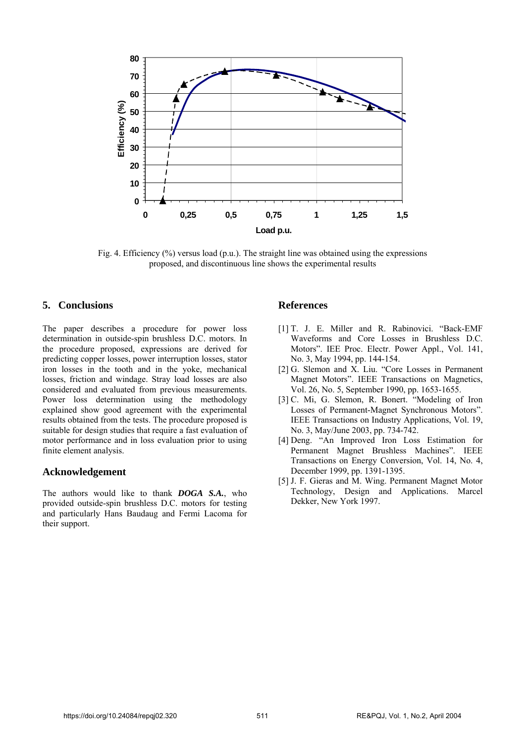80
70
60
50
40
30
20
10
0

Efficiency (%)

0 0,25 0,5 0,75 1 1,25 1,5

Load p.u.

Fig. 4. Efficiency (%) versus load (p.u.). The straight line was obtained using the expressions proposed, and discontinuous line shows the experimental results

## 5. Conclusions

The paper describes a procedure for power loss determination in outside-spin brushless D.C. motors. In the procedure proposed, expressions are derived for predicting copper losses, power interruption losses, stator iron losses in the tooth and in the yoke, mechanical losses, friction and windage. Stray load losses are also considered and evaluated from previous measurements. Power loss determination using the methodology explained show good agreement with the experimental results obtained from the tests. The procedure proposed is suitable for design studies that require a fast evaluation of motor performance and in loss evaluation prior to using finite element analysis.

## Acknowledgement

The authors would like to thank ***DOGA S.A.***, who provided outside-spin brushless D.C. motors for testing and particularly Hans Baudaug and Fermi Lacoma for their support.

## References

[1] T. J. E. Miller and R. Rabinovici. "Back-EMF Waveforms and Core Losses in Brushless D.C. Motors". IEE Proc. Electr. Power Appl., Vol. 141, No. 3, May 1994, pp. 144-154.

[2] G. Slemon and X. Liu. "Core Losses in Permanent Magnet Motors". IEEE Transactions on Magnetics, Vol. 26, No. 5, September 1990, pp. 1653-1655.

[3] C. Mi, G. Slemon, R. Bonert. "Modeling of Iron Losses of Permanent-Magnet Synchronous Motors". IEEE Transactions on Industry Applications, Vol. 19, No. 3, May/June 2003, pp. 734-742.

[4] Deng. "An Improved Iron Loss Estimation for Permanent Magnet Brushless Machines". IEEE Transactions on Energy Conversion, Vol. 14, No. 4, December 1999, pp. 1391-1395.

[5] J. F. Gieras and M. Wing. Permanent Magnet Motor Technology, Design and Applications. Marcel Dekker, New York 1997.